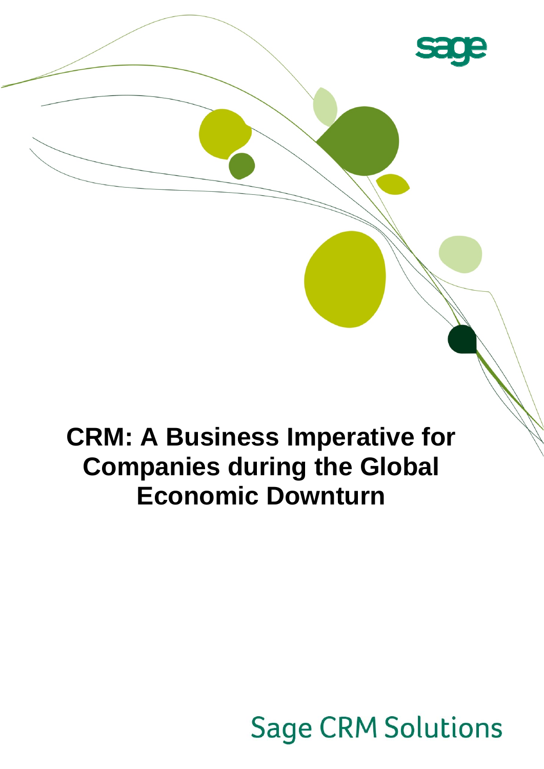sage

# CRM: A Business Imperative for Companies during the Global Economic Downturn

Sage CRM Solutions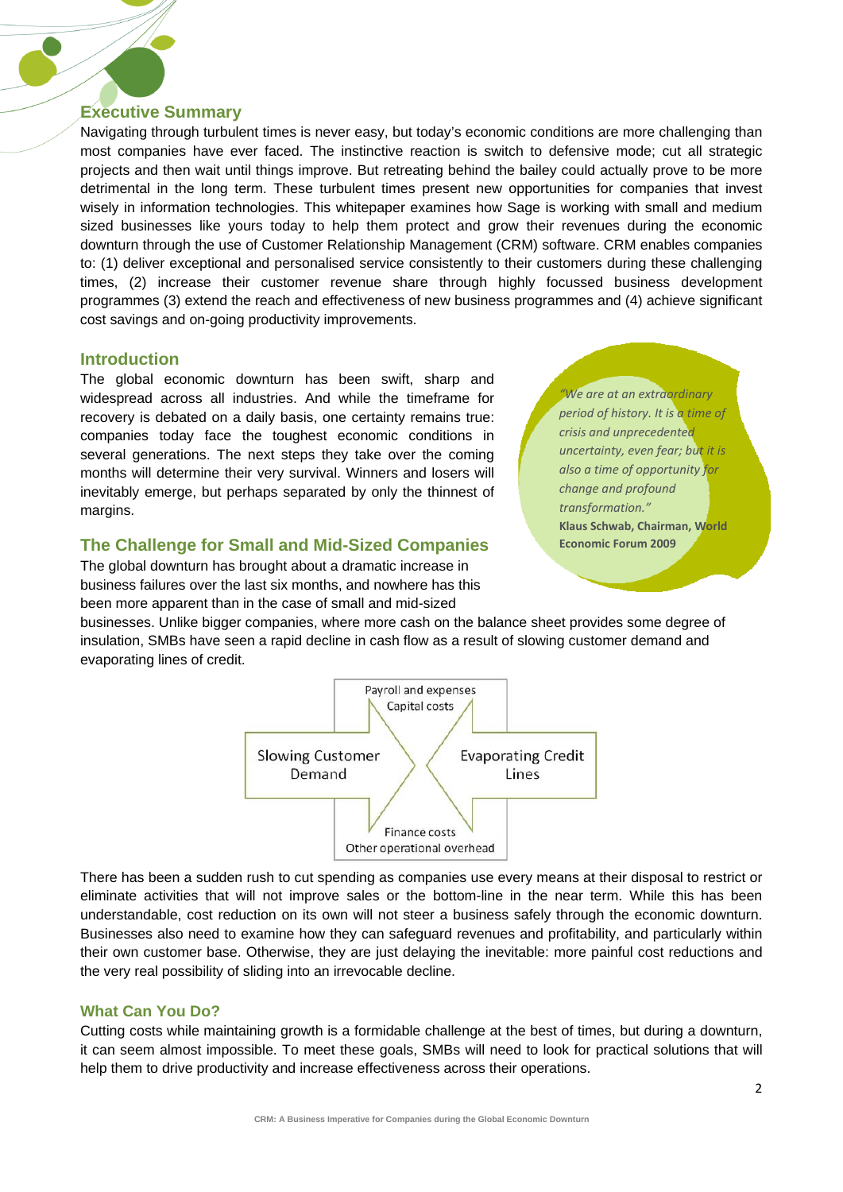## Executive Summary

Navigating through turbulent times is never easy, but today's economic conditions are more challenging than most companies have ever faced. The instinctive reaction is switch to defensive mode; cut all strategic projects and then wait until things improve. But retreating behind the bailey could actually prove to be more detrimental in the long term. These turbulent times present new opportunities for companies that invest wisely in information technologies. This whitepaper examines how Sage is working with small and medium sized businesses like yours today to help them protect and grow their revenues during the economic downturn through the use of Customer Relationship Management (CRM) software. CRM enables companies to: (1) deliver exceptional and personalised service consistently to their customers during these challenging times, (2) increase their customer revenue share through highly focussed business development programmes (3) extend the reach and effectiveness of new business programmes and (4) achieve significant cost savings and on-going productivity improvements.

## Introduction

The global economic downturn has been swift, sharp and widespread across all industries. And while the timeframe for recovery is debated on a daily basis, one certainty remains true: companies today face the toughest economic conditions in several generations. The next steps they take over the coming months will determine their very survival. Winners and losers will inevitably emerge, but perhaps separated by only the thinnest of margins.

> *"We are at an extraordinary period of history. It is a time of crisis and unprecedented uncertainty, even fear; but it is also a time of opportunity for change and profound transformation."*
> **Klaus Schwab, Chairman, World Economic Forum 2009**

## The Challenge for Small and Mid-Sized Companies

The global downturn has brought about a dramatic increase in business failures over the last six months, and nowhere has this been more apparent than in the case of small and mid-sized businesses. Unlike bigger companies, where more cash on the balance sheet provides some degree of insulation, SMBs have seen a rapid decline in cash flow as a result of slowing customer demand and evaporating lines of credit.

Payroll and expenses
Capital costs

Slowing Customer Demand | Evaporating Credit Lines

Finance costs
Other operational overhead

There has been a sudden rush to cut spending as companies use every means at their disposal to restrict or eliminate activities that will not improve sales or the bottom-line in the near term. While this has been understandable, cost reduction on its own will not steer a business safely through the economic downturn. Businesses also need to examine how they can safeguard revenues and profitability, and particularly within their own customer base. Otherwise, they are just delaying the inevitable: more painful cost reductions and the very real possibility of sliding into an irrevocable decline.

## What Can You Do?

Cutting costs while maintaining growth is a formidable challenge at the best of times, but during a downturn, it can seem almost impossible. To meet these goals, SMBs will need to look for practical solutions that will help them to drive productivity and increase effectiveness across their operations.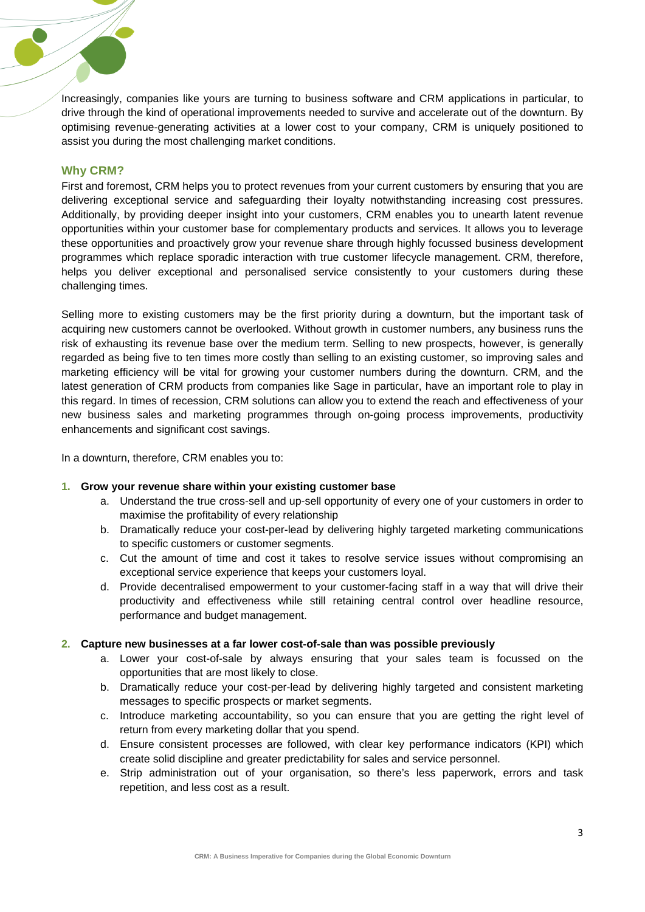Increasingly, companies like yours are turning to business software and CRM applications in particular, to drive through the kind of operational improvements needed to survive and accelerate out of the downturn. By optimising revenue-generating activities at a lower cost to your company, CRM is uniquely positioned to assist you during the most challenging market conditions.

## Why CRM?

First and foremost, CRM helps you to protect revenues from your current customers by ensuring that you are delivering exceptional service and safeguarding their loyalty notwithstanding increasing cost pressures. Additionally, by providing deeper insight into your customers, CRM enables you to unearth latent revenue opportunities within your customer base for complementary products and services. It allows you to leverage these opportunities and proactively grow your revenue share through highly focussed business development programmes which replace sporadic interaction with true customer lifecycle management. CRM, therefore, helps you deliver exceptional and personalised service consistently to your customers during these challenging times.

Selling more to existing customers may be the first priority during a downturn, but the important task of acquiring new customers cannot be overlooked. Without growth in customer numbers, any business runs the risk of exhausting its revenue base over the medium term. Selling to new prospects, however, is generally regarded as being five to ten times more costly than selling to an existing customer, so improving sales and marketing efficiency will be vital for growing your customer numbers during the downturn. CRM, and the latest generation of CRM products from companies like Sage in particular, have an important role to play in this regard. In times of recession, CRM solutions can allow you to extend the reach and effectiveness of your new business sales and marketing programmes through on-going process improvements, productivity enhancements and significant cost savings.

In a downturn, therefore, CRM enables you to:

1. **Grow your revenue share within your existing customer base**
   a. Understand the true cross-sell and up-sell opportunity of every one of your customers in order to maximise the profitability of every relationship
   b. Dramatically reduce your cost-per-lead by delivering highly targeted marketing communications to specific customers or customer segments.
   c. Cut the amount of time and cost it takes to resolve service issues without compromising an exceptional service experience that keeps your customers loyal.
   d. Provide decentralised empowerment to your customer-facing staff in a way that will drive their productivity and effectiveness while still retaining central control over headline resource, performance and budget management.

2. **Capture new businesses at a far lower cost-of-sale than was possible previously**
   a. Lower your cost-of-sale by always ensuring that your sales team is focussed on the opportunities that are most likely to close.
   b. Dramatically reduce your cost-per-lead by delivering highly targeted and consistent marketing messages to specific prospects or market segments.
   c. Introduce marketing accountability, so you can ensure that you are getting the right level of return from every marketing dollar that you spend.
   d. Ensure consistent processes are followed, with clear key performance indicators (KPI) which create solid discipline and greater predictability for sales and service personnel.
   e. Strip administration out of your organisation, so there's less paperwork, errors and task repetition, and less cost as a result.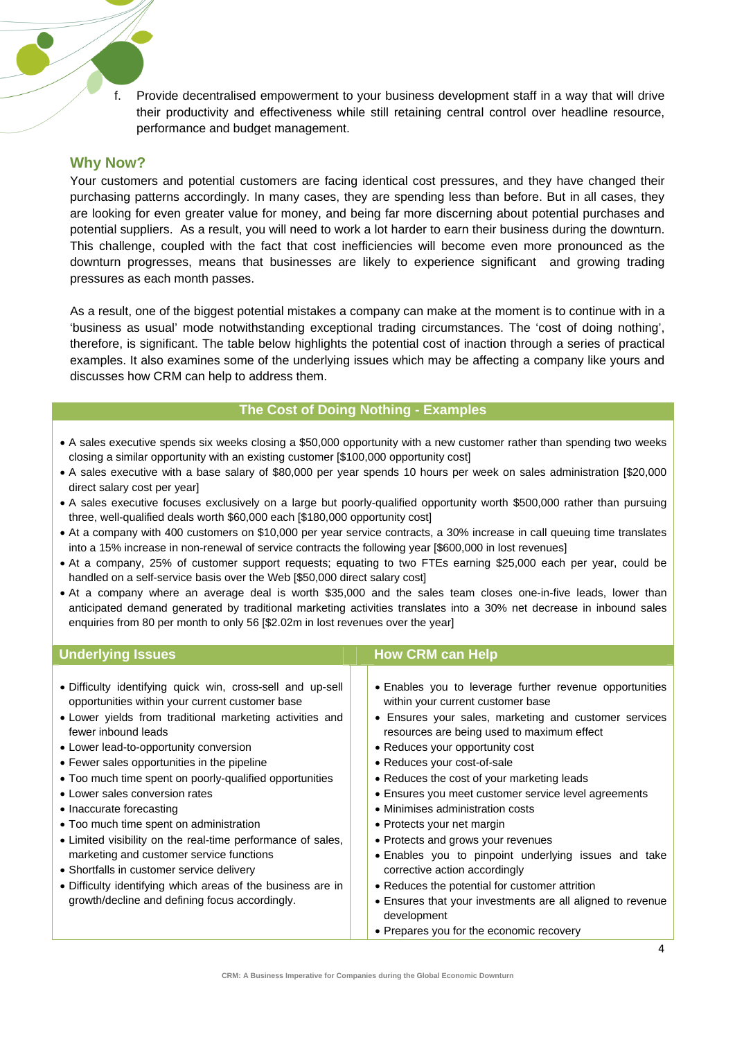f. Provide decentralised empowerment to your business development staff in a way that will drive their productivity and effectiveness while still retaining central control over headline resource, performance and budget management.

## Why Now?

Your customers and potential customers are facing identical cost pressures, and they have changed their purchasing patterns accordingly. In many cases, they are spending less than before. But in all cases, they are looking for even greater value for money, and being far more discerning about potential purchases and potential suppliers. As a result, you will need to work a lot harder to earn their business during the downturn. This challenge, coupled with the fact that cost inefficiencies will become even more pronounced as the downturn progresses, means that businesses are likely to experience significant and growing trading pressures as each month passes.

As a result, one of the biggest potential mistakes a company can make at the moment is to continue with in a 'business as usual' mode notwithstanding exceptional trading circumstances. The 'cost of doing nothing', therefore, is significant. The table below highlights the potential cost of inaction through a series of practical examples. It also examines some of the underlying issues which may be affecting a company like yours and discusses how CRM can help to address them.

### The Cost of Doing Nothing - Examples

- A sales executive spends six weeks closing a $50,000 opportunity with a new customer rather than spending two weeks closing a similar opportunity with an existing customer [$100,000 opportunity cost]
- A sales executive with a base salary of $80,000 per year spends 10 hours per week on sales administration [$20,000 direct salary cost per year]
- A sales executive focuses exclusively on a large but poorly-qualified opportunity worth $500,000 rather than pursuing three, well-qualified deals worth $60,000 each [$180,000 opportunity cost]
- At a company with 400 customers on $10,000 per year service contracts, a 30% increase in call queuing time translates into a 15% increase in non-renewal of service contracts the following year [$600,000 in lost revenues]
- At a company, 25% of customer support requests; equating to two FTEs earning $25,000 each per year, could be handled on a self-service basis over the Web [$50,000 direct salary cost]
- At a company where an average deal is worth $35,000 and the sales team closes one-in-five leads, lower than anticipated demand generated by traditional marketing activities translates into a 30% net decrease in inbound sales enquiries from 80 per month to only 56 [$2.02m in lost revenues over the year]

| Underlying Issues | How CRM can Help |
|---|---|
| • Difficulty identifying quick win, cross-sell and up-sell opportunities within your current customer base<br>• Lower yields from traditional marketing activities and fewer inbound leads<br>• Lower lead-to-opportunity conversion<br>• Fewer sales opportunities in the pipeline<br>• Too much time spent on poorly-qualified opportunities<br>• Lower sales conversion rates<br>• Inaccurate forecasting<br>• Too much time spent on administration<br>• Limited visibility on the real-time performance of sales, marketing and customer service functions<br>• Shortfalls in customer service delivery<br>• Difficulty identifying which areas of the business are in growth/decline and defining focus accordingly. | • Enables you to leverage further revenue opportunities within your current customer base<br>• Ensures your sales, marketing and customer services resources are being used to maximum effect<br>• Reduces your opportunity cost<br>• Reduces your cost-of-sale<br>• Reduces the cost of your marketing leads<br>• Ensures you meet customer service level agreements<br>• Minimises administration costs<br>• Protects your net margin<br>• Protects and grows your revenues<br>• Enables you to pinpoint underlying issues and take corrective action accordingly<br>• Reduces the potential for customer attrition<br>• Ensures that your investments are all aligned to revenue development<br>• Prepares you for the economic recovery |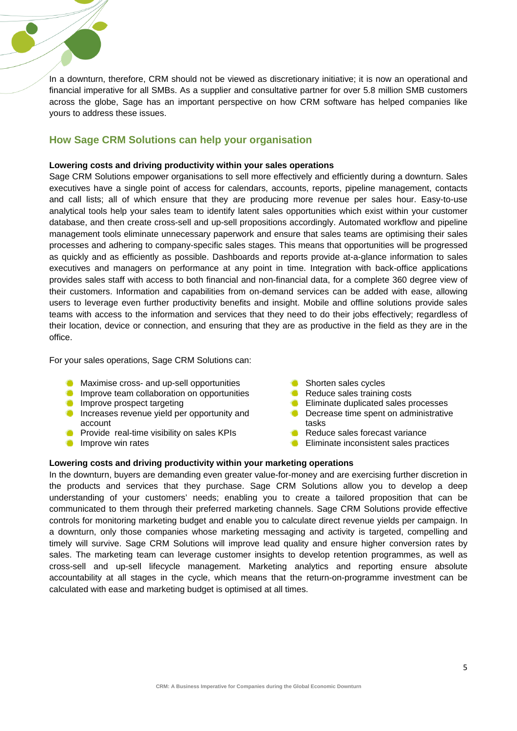In a downturn, therefore, CRM should not be viewed as discretionary initiative; it is now an operational and financial imperative for all SMBs. As a supplier and consultative partner for over 5.8 million SMB customers across the globe, Sage has an important perspective on how CRM software has helped companies like yours to address these issues.

## How Sage CRM Solutions can help your organisation

**Lowering costs and driving productivity within your sales operations**

Sage CRM Solutions empower organisations to sell more effectively and efficiently during a downturn. Sales executives have a single point of access for calendars, accounts, reports, pipeline management, contacts and call lists; all of which ensure that they are producing more revenue per sales hour. Easy-to-use analytical tools help your sales team to identify latent sales opportunities which exist within your customer database, and then create cross-sell and up-sell propositions accordingly. Automated workflow and pipeline management tools eliminate unnecessary paperwork and ensure that sales teams are optimising their sales processes and adhering to company-specific sales stages. This means that opportunities will be progressed as quickly and as efficiently as possible. Dashboards and reports provide at-a-glance information to sales executives and managers on performance at any point in time. Integration with back-office applications provides sales staff with access to both financial and non-financial data, for a complete 360 degree view of their customers. Information and capabilities from on-demand services can be added with ease, allowing users to leverage even further productivity benefits and insight. Mobile and offline solutions provide sales teams with access to the information and services that they need to do their jobs effectively; regardless of their location, device or connection, and ensuring that they are as productive in the field as they are in the office.

For your sales operations, Sage CRM Solutions can:

- Maximise cross- and up-sell opportunities
- Improve team collaboration on opportunities
- Improve prospect targeting
- Increases revenue yield per opportunity and account
- Provide real-time visibility on sales KPIs
- Improve win rates
- Shorten sales cycles
- Reduce sales training costs
- Eliminate duplicated sales processes
- Decrease time spent on administrative tasks
- Reduce sales forecast variance
- Eliminate inconsistent sales practices

**Lowering costs and driving productivity within your marketing operations**

In the downturn, buyers are demanding even greater value-for-money and are exercising further discretion in the products and services that they purchase. Sage CRM Solutions allow you to develop a deep understanding of your customers' needs; enabling you to create a tailored proposition that can be communicated to them through their preferred marketing channels. Sage CRM Solutions provide effective controls for monitoring marketing budget and enable you to calculate direct revenue yields per campaign. In a downturn, only those companies whose marketing messaging and activity is targeted, compelling and timely will survive. Sage CRM Solutions will improve lead quality and ensure higher conversion rates by sales. The marketing team can leverage customer insights to develop retention programmes, as well as cross-sell and up-sell lifecycle management. Marketing analytics and reporting ensure absolute accountability at all stages in the cycle, which means that the return-on-programme investment can be calculated with ease and marketing budget is optimised at all times.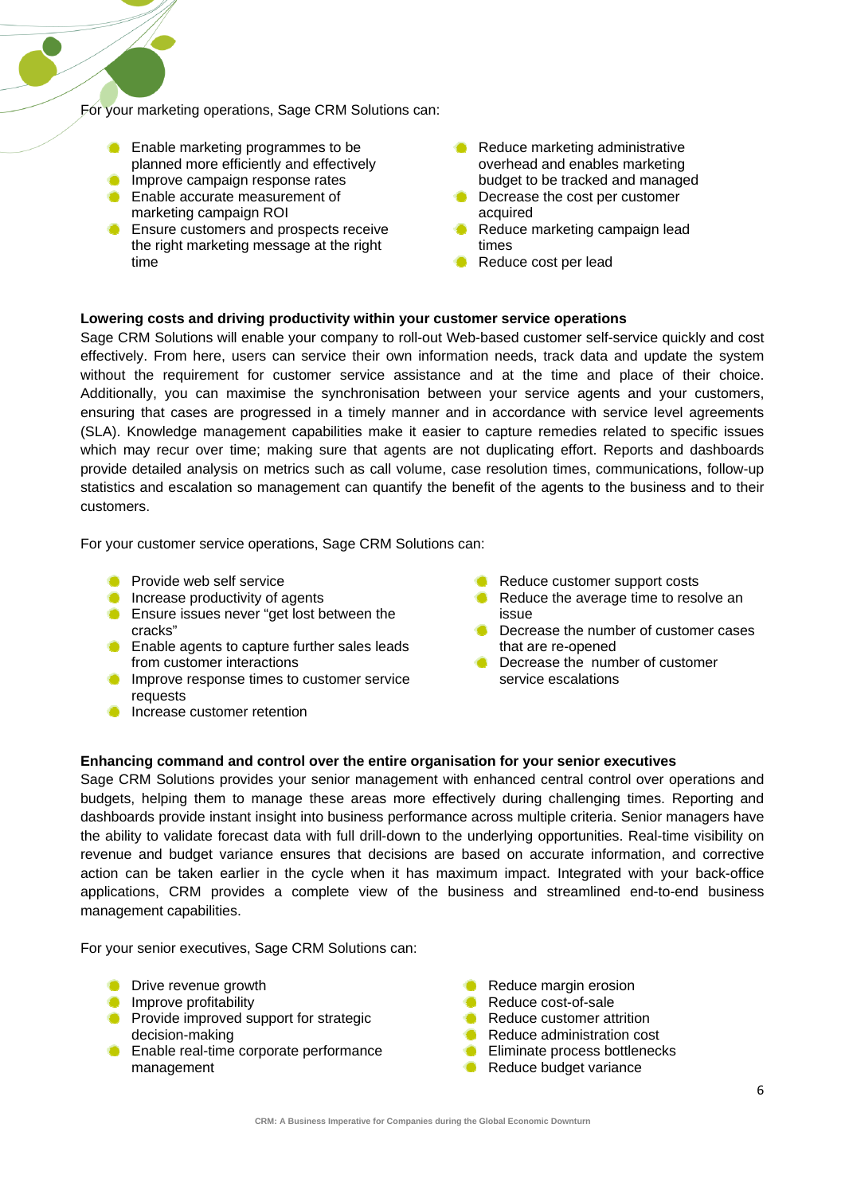For your marketing operations, Sage CRM Solutions can:

- Enable marketing programmes to be planned more efficiently and effectively
- Improve campaign response rates
- Enable accurate measurement of marketing campaign ROI
- Ensure customers and prospects receive the right marketing message at the right time
- Reduce marketing administrative overhead and enables marketing budget to be tracked and managed
- Decrease the cost per customer acquired
- Reduce marketing campaign lead times
- Reduce cost per lead

**Lowering costs and driving productivity within your customer service operations**

Sage CRM Solutions will enable your company to roll-out Web-based customer self-service quickly and cost effectively. From here, users can service their own information needs, track data and update the system without the requirement for customer service assistance and at the time and place of their choice. Additionally, you can maximise the synchronisation between your service agents and your customers, ensuring that cases are progressed in a timely manner and in accordance with service level agreements (SLA). Knowledge management capabilities make it easier to capture remedies related to specific issues which may recur over time; making sure that agents are not duplicating effort. Reports and dashboards provide detailed analysis on metrics such as call volume, case resolution times, communications, follow-up statistics and escalation so management can quantify the benefit of the agents to the business and to their customers.

For your customer service operations, Sage CRM Solutions can:

- Provide web self service
- Increase productivity of agents
- Ensure issues never "get lost between the cracks"
- Enable agents to capture further sales leads from customer interactions
- Improve response times to customer service requests
- Increase customer retention
- Reduce customer support costs
- Reduce the average time to resolve an issue
- Decrease the number of customer cases that are re-opened
- Decrease the number of customer service escalations

**Enhancing command and control over the entire organisation for your senior executives**

Sage CRM Solutions provides your senior management with enhanced central control over operations and budgets, helping them to manage these areas more effectively during challenging times. Reporting and dashboards provide instant insight into business performance across multiple criteria. Senior managers have the ability to validate forecast data with full drill-down to the underlying opportunities. Real-time visibility on revenue and budget variance ensures that decisions are based on accurate information, and corrective action can be taken earlier in the cycle when it has maximum impact. Integrated with your back-office applications, CRM provides a complete view of the business and streamlined end-to-end business management capabilities.

For your senior executives, Sage CRM Solutions can:

- Drive revenue growth
- Improve profitability
- Provide improved support for strategic decision-making
- Enable real-time corporate performance management
- Reduce margin erosion
- Reduce cost-of-sale
- Reduce customer attrition
- Reduce administration cost
- Eliminate process bottlenecks
- Reduce budget variance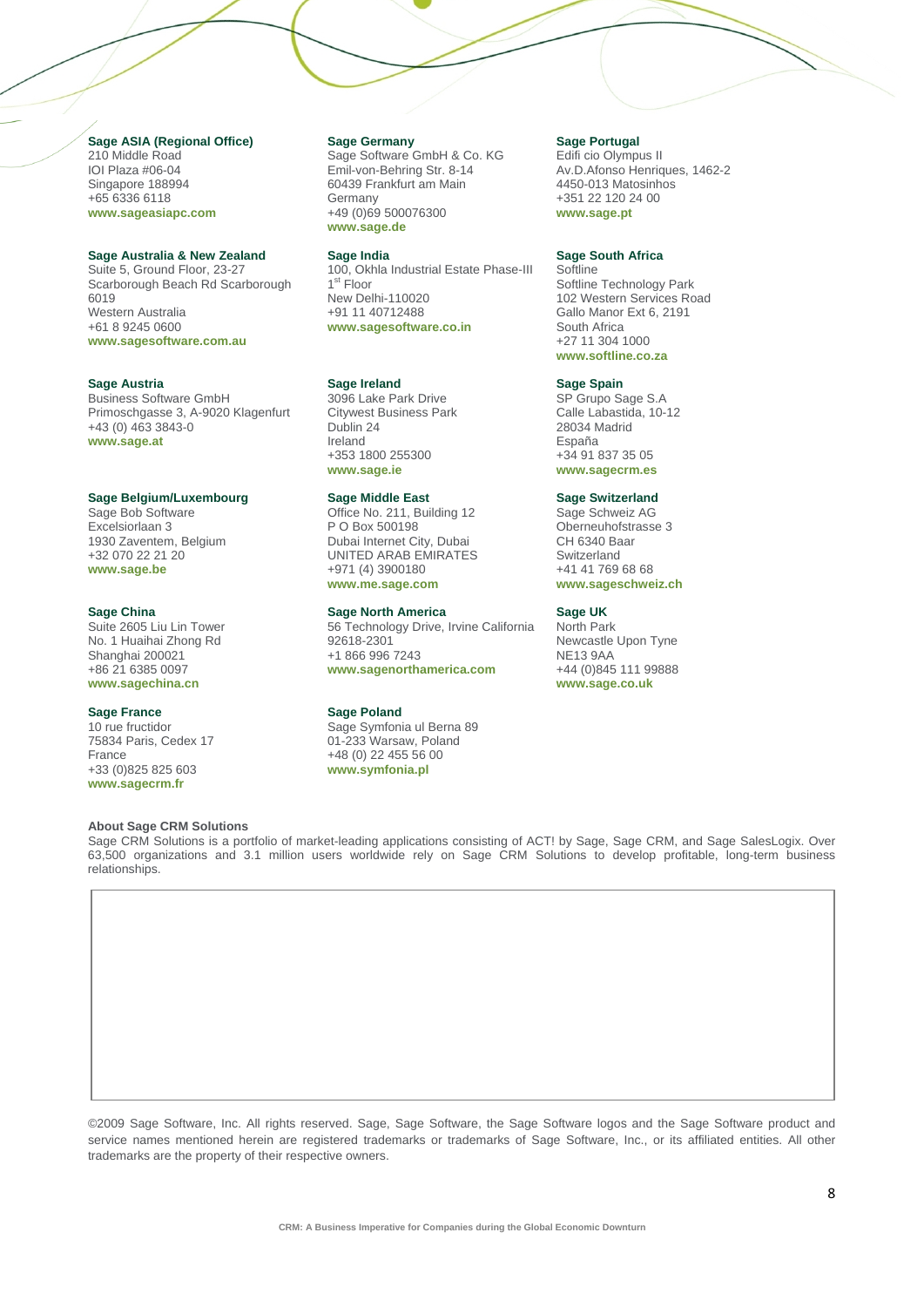**Sage ASIA (Regional Office)**
210 Middle Road
IOI Plaza #06-04
Singapore 188994
+65 6336 6118
**www.sageasiapc.com**

**Sage Australia & New Zealand**
Suite 5, Ground Floor, 23-27
Scarborough Beach Rd Scarborough
6019
Western Australia
+61 8 9245 0600
**www.sagesoftware.com.au**

**Sage Austria**
Business Software GmbH
Primoschgasse 3, A-9020 Klagenfurt
+43 (0) 463 3843-0
**www.sage.at**

**Sage Belgium/Luxembourg**
Sage Bob Software
Excelsiorlaan 3
1930 Zaventem, Belgium
+32 070 22 21 20
**www.sage.be**

**Sage China**
Suite 2605 Liu Lin Tower
No. 1 Huaihai Zhong Rd
Shanghai 200021
+86 21 6385 0097
**www.sagechina.cn**

**Sage France**
10 rue fructidor
75834 Paris, Cedex 17
France
+33 (0)825 825 603
**www.sagecrm.fr**

**Sage Germany**
Sage Software GmbH & Co. KG
Emil-von-Behring Str. 8-14
60439 Frankfurt am Main
Germany
+49 (0)69 500076300
**www.sage.de**

**Sage India**
100, Okhla Industrial Estate Phase-III
1st Floor
New Delhi-110020
+91 11 40712488
**www.sagesoftware.co.in**

**Sage Ireland**
3096 Lake Park Drive
Citywest Business Park
Dublin 24
Ireland
+353 1800 255300
**www.sage.ie**

**Sage Middle East**
Office No. 211, Building 12
P O Box 500198
Dubai Internet City, Dubai
UNITED ARAB EMIRATES
+971 (4) 3900180
**www.me.sage.com**

**Sage North America**
56 Technology Drive, Irvine California
92618-2301
+1 866 996 7243
**www.sagenorthamerica.com**

**Sage Poland**
Sage Symfonia ul Berna 89
01-233 Warsaw, Poland
+48 (0) 22 455 56 00
**www.symfonia.pl**

**Sage Portugal**
Edifi cio Olympus II
Av.D.Afonso Henriques, 1462-2
4450-013 Matosinhos
+351 22 120 24 00
**www.sage.pt**

**Sage South Africa**
Softline
Softline Technology Park
102 Western Services Road
Gallo Manor Ext 6, 2191
South Africa
+27 11 304 1000
**www.softline.co.za**

**Sage Spain**
SP Grupo Sage S.A
Calle Labastida, 10-12
28034 Madrid
España
+34 91 837 35 05
**www.sagecrm.es**

**Sage Switzerland**
Sage Schweiz AG
Oberneuhofstrasse 3
CH 6340 Baar
Switzerland
+41 41 769 68 68
**www.sageschweiz.ch**

**Sage UK**
North Park
Newcastle Upon Tyne
NE13 9AA
+44 (0)845 111 99888
**www.sage.co.uk**

**About Sage CRM Solutions**

Sage CRM Solutions is a portfolio of market-leading applications consisting of ACT! by Sage, Sage CRM, and Sage SalesLogix. Over 63,500 organizations and 3.1 million users worldwide rely on Sage CRM Solutions to develop profitable, long-term business relationships.

©2009 Sage Software, Inc. All rights reserved. Sage, Sage Software, the Sage Software logos and the Sage Software product and service names mentioned herein are registered trademarks or trademarks of Sage Software, Inc., or its affiliated entities. All other trademarks are the property of their respective owners.